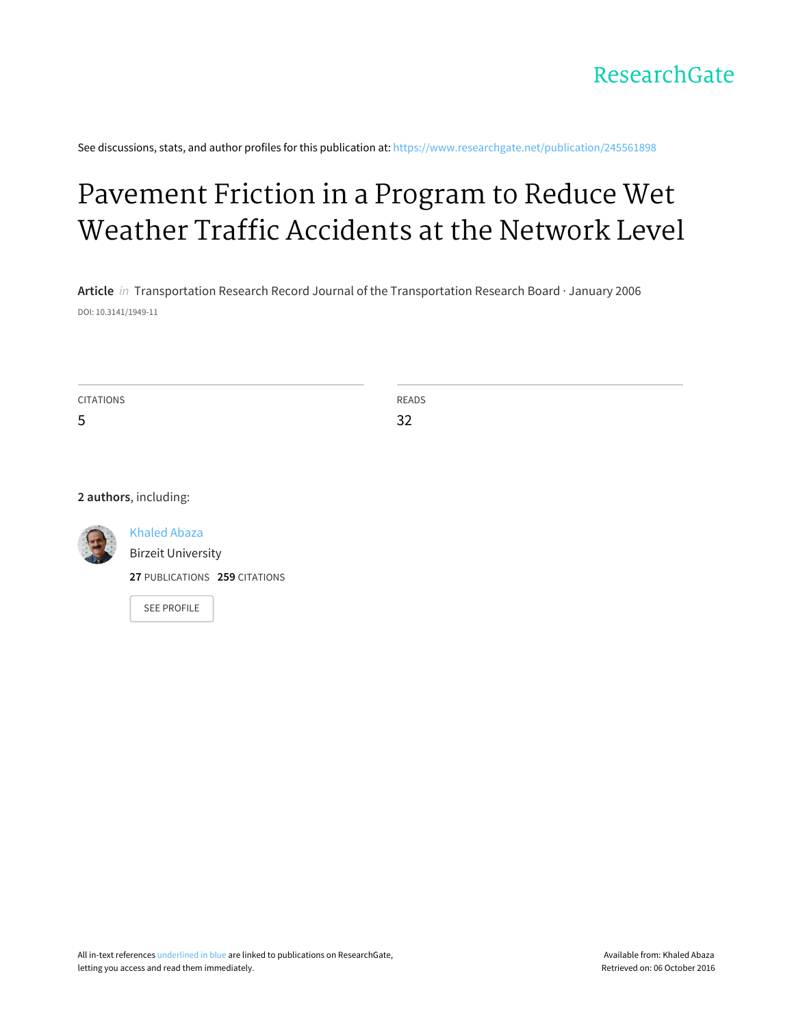ResearchGate

See discussions, stats, and author profiles for this publication at: https://www.researchgate.net/publication/245561898

# Pavement Friction in a Program to Reduce Wet Weather Traffic Accidents at the Network Level

**Article** *in* Transportation Research Record Journal of the Transportation Research Board · January 2006

DOI: 10.3141/1949-11

| CITATIONS | READS |
| --- | --- |
| 5 | 32 |

**2 authors**, including:

Khaled Abaza
Birzeit University
**27** PUBLICATIONS **259** CITATIONS

SEE PROFILE

All in-text references underlined in blue are linked to publications on ResearchGate, letting you access and read them immediately.

Available from: Khaled Abaza
Retrieved on: 06 October 2016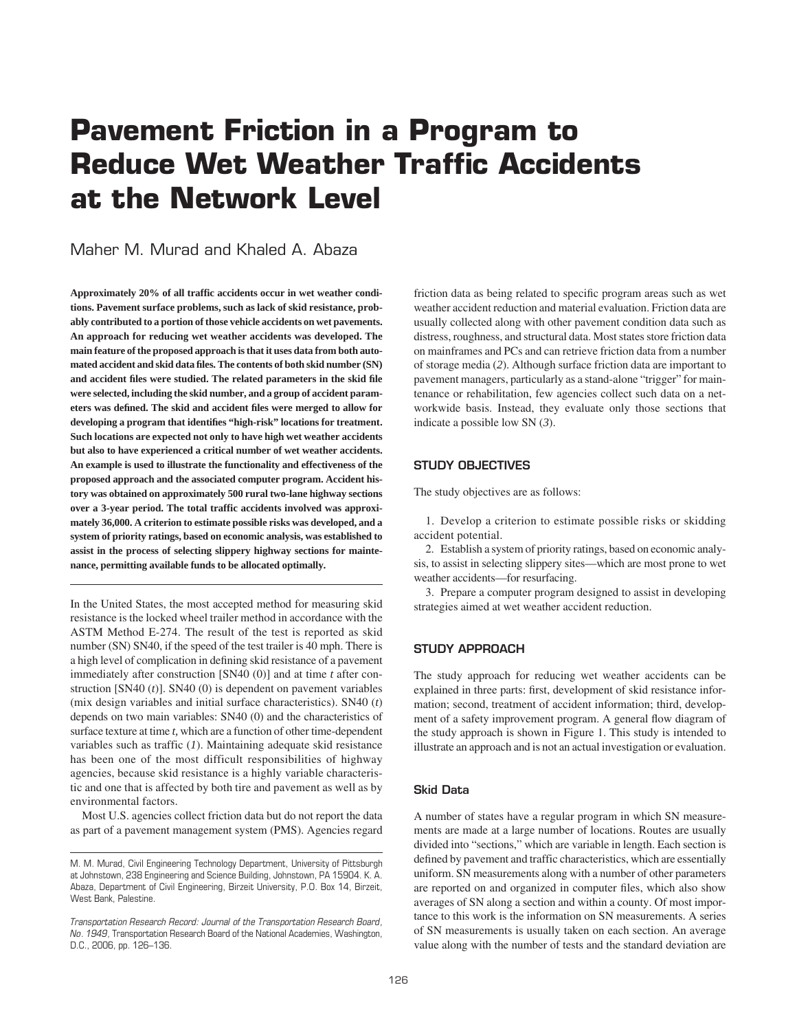# Pavement Friction in a Program to Reduce Wet Weather Traffic Accidents at the Network Level

Maher M. Murad and Khaled A. Abaza

**Approximately 20% of all traffic accidents occur in wet weather conditions. Pavement surface problems, such as lack of skid resistance, probably contributed to a portion of those vehicle accidents on wet pavements. An approach for reducing wet weather accidents was developed. The main feature of the proposed approach is that it uses data from both automated accident and skid data files. The contents of both skid number (SN) and accident files were studied. The related parameters in the skid file were selected, including the skid number, and a group of accident parameters was defined. The skid and accident files were merged to allow for developing a program that identifies "high-risk" locations for treatment. Such locations are expected not only to have high wet weather accidents but also to have experienced a critical number of wet weather accidents. An example is used to illustrate the functionality and effectiveness of the proposed approach and the associated computer program. Accident history was obtained on approximately 500 rural two-lane highway sections over a 3-year period. The total traffic accidents involved was approximately 36,000. A criterion to estimate possible risks was developed, and a system of priority ratings, based on economic analysis, was established to assist in the process of selecting slippery highway sections for maintenance, permitting available funds to be allocated optimally.**

In the United States, the most accepted method for measuring skid resistance is the locked wheel trailer method in accordance with the ASTM Method E-274. The result of the test is reported as skid number (SN) SN40, if the speed of the test trailer is 40 mph. There is a high level of complication in defining skid resistance of a pavement immediately after construction [SN40 (0)] and at time *t* after construction [SN40 (*t*)]. SN40 (0) is dependent on pavement variables (mix design variables and initial surface characteristics). SN40 (*t*) depends on two main variables: SN40 (0) and the characteristics of surface texture at time *t*, which are a function of other time-dependent variables such as traffic (*1*). Maintaining adequate skid resistance has been one of the most difficult responsibilities of highway agencies, because skid resistance is a highly variable characteristic and one that is affected by both tire and pavement as well as by environmental factors.

Most U.S. agencies collect friction data but do not report the data as part of a pavement management system (PMS). Agencies regard friction data as being related to specific program areas such as wet weather accident reduction and material evaluation. Friction data are usually collected along with other pavement condition data such as distress, roughness, and structural data. Most states store friction data on mainframes and PCs and can retrieve friction data from a number of storage media (*2*). Although surface friction data are important to pavement managers, particularly as a stand-alone "trigger" for maintenance or rehabilitation, few agencies collect such data on a networkwide basis. Instead, they evaluate only those sections that indicate a possible low SN (*3*).

## STUDY OBJECTIVES

The study objectives are as follows:

1. Develop a criterion to estimate possible risks or skidding accident potential.
2. Establish a system of priority ratings, based on economic analysis, to assist in selecting slippery sites—which are most prone to wet weather accidents—for resurfacing.
3. Prepare a computer program designed to assist in developing strategies aimed at wet weather accident reduction.

## STUDY APPROACH

The study approach for reducing wet weather accidents can be explained in three parts: first, development of skid resistance information; second, treatment of accident information; third, development of a safety improvement program. A general flow diagram of the study approach is shown in Figure 1. This study is intended to illustrate an approach and is not an actual investigation or evaluation.

### Skid Data

A number of states have a regular program in which SN measurements are made at a large number of locations. Routes are usually divided into "sections," which are variable in length. Each section is defined by pavement and traffic characteristics, which are essentially uniform. SN measurements along with a number of other parameters are reported on and organized in computer files, which also show averages of SN along a section and within a county. Of most importance to this work is the information on SN measurements. A series of SN measurements is usually taken on each section. An average value along with the number of tests and the standard deviation are

M. M. Murad, Civil Engineering Technology Department, University of Pittsburgh at Johnstown, 238 Engineering and Science Building, Johnstown, PA 15904. K. A. Abaza, Department of Civil Engineering, Birzeit University, P.O. Box 14, Birzeit, West Bank, Palestine.

*Transportation Research Record: Journal of the Transportation Research Board, No. 1949,* Transportation Research Board of the National Academies, Washington, D.C., 2006, pp. 126–136.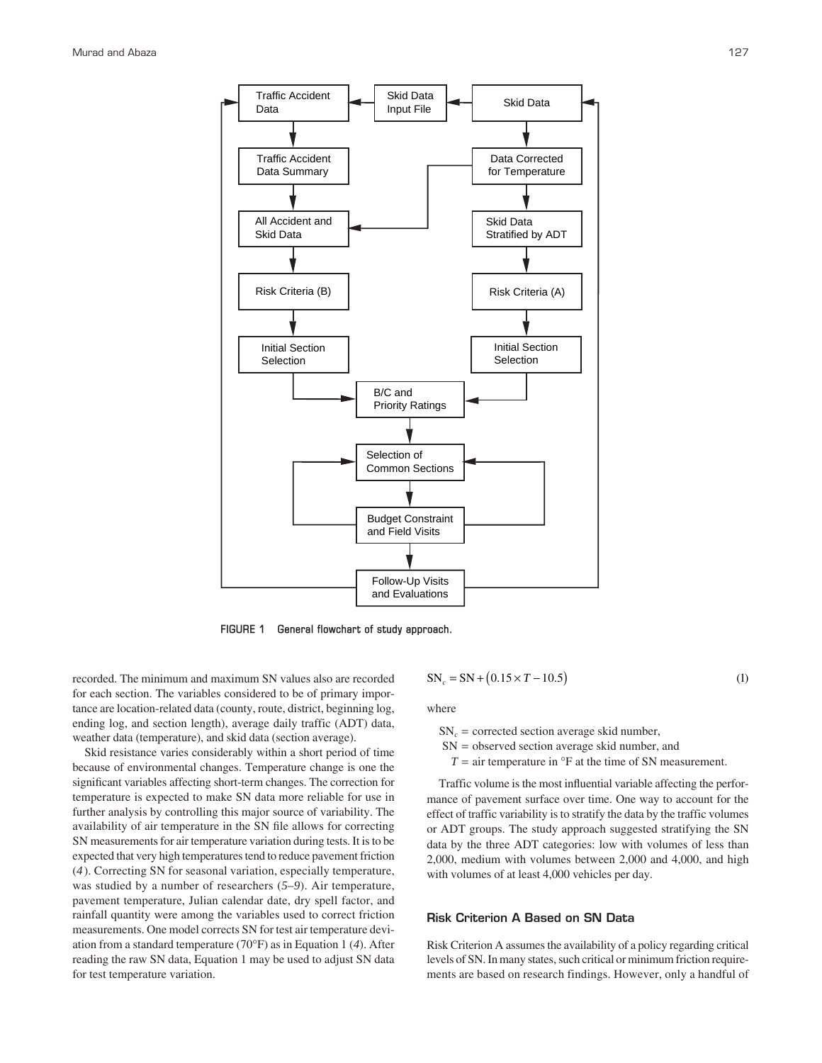FIGURE 1 General flowchart of study approach.

recorded. The minimum and maximum SN values also are recorded for each section. The variables considered to be of primary importance are location-related data (county, route, district, beginning log, ending log, and section length), average daily traffic (ADT) data, weather data (temperature), and skid data (section average).

Skid resistance varies considerably within a short period of time because of environmental changes. Temperature change is one the significant variables affecting short-term changes. The correction for temperature is expected to make SN data more reliable for use in further analysis by controlling this major source of variability. The availability of air temperature in the SN file allows for correcting SN measurements for air temperature variation during tests. It is to be expected that very high temperatures tend to reduce pavement friction (*4*). Correcting SN for seasonal variation, especially temperature, was studied by a number of researchers (*5–9*). Air temperature, pavement temperature, Julian calendar date, dry spell factor, and rainfall quantity were among the variables used to correct friction measurements. One model corrects SN for test air temperature deviation from a standard temperature (70°F) as in Equation 1 (*4*). After reading the raw SN data, Equation 1 may be used to adjust SN data for test temperature variation.

$$SN_c = SN + (0.15 \times T - 10.5) \tag{1}$$

where

$SN_c$ = corrected section average skid number,
SN = observed section average skid number, and
$T$ = air temperature in °F at the time of SN measurement.

Traffic volume is the most influential variable affecting the performance of pavement surface over time. One way to account for the effect of traffic variability is to stratify the data by the traffic volumes or ADT groups. The study approach suggested stratifying the SN data by the three ADT categories: low with volumes of less than 2,000, medium with volumes between 2,000 and 4,000, and high with volumes of at least 4,000 vehicles per day.

## Risk Criterion A Based on SN Data

Risk Criterion A assumes the availability of a policy regarding critical levels of SN. In many states, such critical or minimum friction requirements are based on research findings. However, only a handful of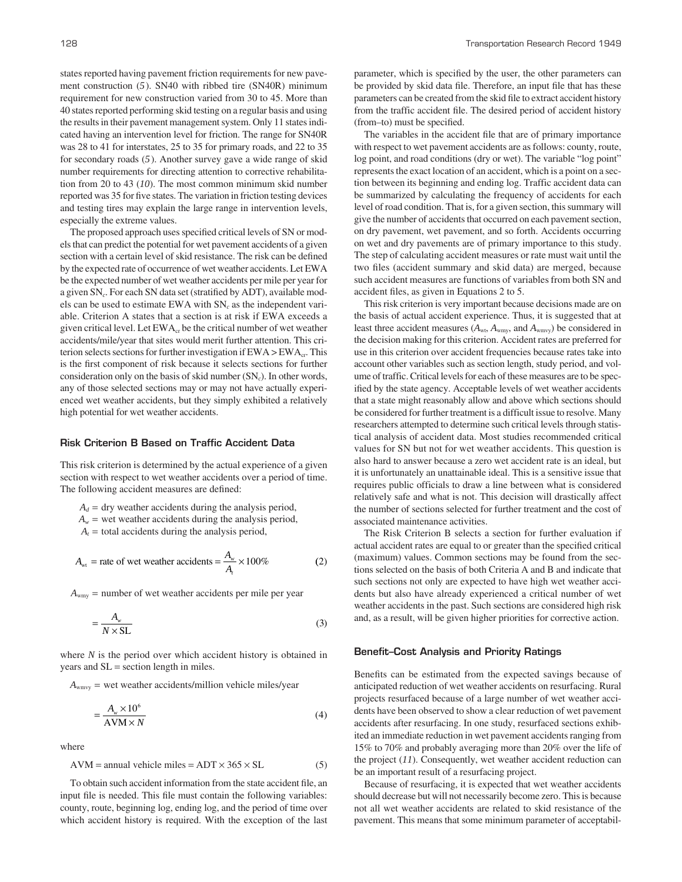states reported having pavement friction requirements for new pavement construction (*5*). SN40 with ribbed tire (SN40R) minimum requirement for new construction varied from 30 to 45. More than 40 states reported performing skid testing on a regular basis and using the results in their pavement management system. Only 11 states indicated having an intervention level for friction. The range for SN40R was 28 to 41 for interstates, 25 to 35 for primary roads, and 22 to 35 for secondary roads (*5*). Another survey gave a wide range of skid number requirements for directing attention to corrective rehabilitation from 20 to 43 (*10*). The most common minimum skid number reported was 35 for five states. The variation in friction testing devices and testing tires may explain the large range in intervention levels, especially the extreme values.

The proposed approach uses specified critical levels of SN or models that can predict the potential for wet pavement accidents of a given section with a certain level of skid resistance. The risk can be defined by the expected rate of occurrence of wet weather accidents. Let EWA be the expected number of wet weather accidents per mile per year for a given $SN_c$. For each SN data set (stratified by ADT), available models can be used to estimate EWA with $SN_c$ as the independent variable. Criterion A states that a section is at risk if EWA exceeds a given critical level. Let $EWA_{cr}$ be the critical number of wet weather accidents/mile/year that sites would merit further attention. This criterion selects sections for further investigation if $EWA > EWA_{cr}$. This is the first component of risk because it selects sections for further consideration only on the basis of skid number ($SN_c$). In other words, any of those selected sections may or may not have actually experienced wet weather accidents, but they simply exhibited a relatively high potential for wet weather accidents.

### Risk Criterion B Based on Traffic Accident Data

This risk criterion is determined by the actual experience of a given section with respect to wet weather accidents over a period of time. The following accident measures are defined:

$A_d$ = dry weather accidents during the analysis period,
$A_w$ = wet weather accidents during the analysis period,
$A_t$ = total accidents during the analysis period,

$$A_{wt} = \text{rate of wet weather accidents} = \frac{A_w}{A_t} \times 100\% \quad (2)$$

$A_{wmy}$ = number of wet weather accidents per mile per year

$$= \frac{A_w}{N \times \text{SL}} \quad (3)$$

where $N$ is the period over which accident history is obtained in years and SL = section length in miles.

$A_{wmvy}$ = wet weather accidents/million vehicle miles/year

$$= \frac{A_w \times 10^6}{\text{AVM} \times N} \quad (4)$$

where

$$\text{AVM} = \text{annual vehicle miles} = \text{ADT} \times 365 \times \text{SL} \quad (5)$$

To obtain such accident information from the state accident file, an input file is needed. This file must contain the following variables: county, route, beginning log, ending log, and the period of time over which accident history is required. With the exception of the last parameter, which is specified by the user, the other parameters can be provided by skid data file. Therefore, an input file that has these parameters can be created from the skid file to extract accident history from the traffic accident file. The desired period of accident history (from–to) must be specified.

The variables in the accident file that are of primary importance with respect to wet pavement accidents are as follows: county, route, log point, and road conditions (dry or wet). The variable "log point" represents the exact location of an accident, which is a point on a section between its beginning and ending log. Traffic accident data can be summarized by calculating the frequency of accidents for each level of road condition. That is, for a given section, this summary will give the number of accidents that occurred on each pavement section, on dry pavement, wet pavement, and so forth. Accidents occurring on wet and dry pavements are of primary importance to this study. The step of calculating accident measures or rate must wait until the two files (accident summary and skid data) are merged, because such accident measures are functions of variables from both SN and accident files, as given in Equations 2 to 5.

This risk criterion is very important because decisions made are on the basis of actual accident experience. Thus, it is suggested that at least three accident measures ($A_{wt}$, $A_{wmy}$, and $A_{wmvy}$) be considered in the decision making for this criterion. Accident rates are preferred for use in this criterion over accident frequencies because rates take into account other variables such as section length, study period, and volume of traffic. Critical levels for each of these measures are to be specified by the state agency. Acceptable levels of wet weather accidents that a state might reasonably allow and above which sections should be considered for further treatment is a difficult issue to resolve. Many researchers attempted to determine such critical levels through statistical analysis of accident data. Most studies recommended critical values for SN but not for wet weather accidents. This question is also hard to answer because a zero wet accident rate is an ideal, but it is unfortunately an unattainable ideal. This is a sensitive issue that requires public officials to draw a line between what is considered relatively safe and what is not. This decision will drastically affect the number of sections selected for further treatment and the cost of associated maintenance activities.

The Risk Criterion B selects a section for further evaluation if actual accident rates are equal to or greater than the specified critical (maximum) values. Common sections may be found from the sections selected on the basis of both Criteria A and B and indicate that such sections not only are expected to have high wet weather accidents but also have already experienced a critical number of wet weather accidents in the past. Such sections are considered high risk and, as a result, will be given higher priorities for corrective action.

### Benefit–Cost Analysis and Priority Ratings

Benefits can be estimated from the expected savings because of anticipated reduction of wet weather accidents on resurfacing. Rural projects resurfaced because of a large number of wet weather accidents have been observed to show a clear reduction of wet pavement accidents after resurfacing. In one study, resurfaced sections exhibited an immediate reduction in wet pavement accidents ranging from 15% to 70% and probably averaging more than 20% over the life of the project (*11*). Consequently, wet weather accident reduction can be an important result of a resurfacing project.

Because of resurfacing, it is expected that wet weather accidents should decrease but will not necessarily become zero. This is because not all wet weather accidents are related to skid resistance of the pavement. This means that some minimum parameter of acceptabil-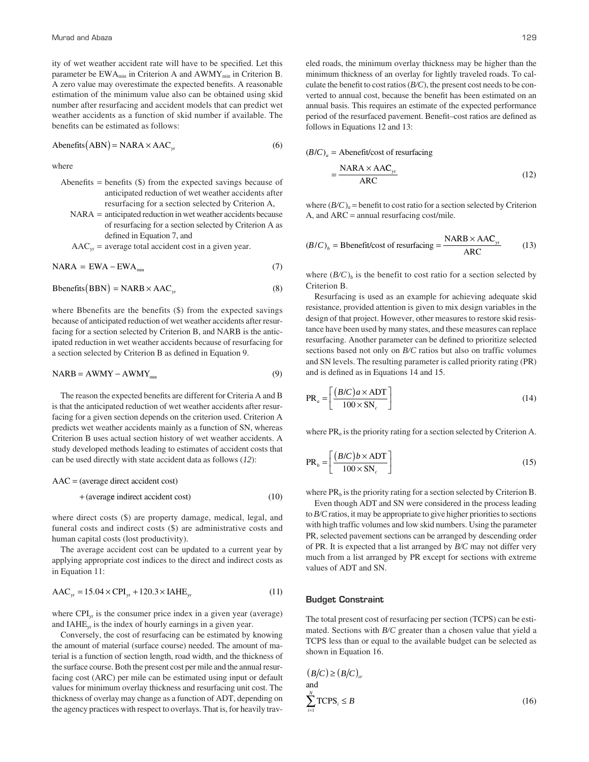ity of wet weather accident rate will have to be specified. Let this parameter be $EWA_{min}$ in Criterion A and $AWMY_{min}$ in Criterion B. A zero value may overestimate the expected benefits. A reasonable estimation of the minimum value also can be obtained using skid number after resurfacing and accident models that can predict wet weather accidents as a function of skid number if available. The benefits can be estimated as follows:

$$\text{Abenefits}(\text{ABN}) = \text{NARA} \times \text{AAC}_{\text{yr}} \tag{6}$$

where

- Abenefits = benefits ($) from the expected savings because of anticipated reduction of wet weather accidents after resurfacing for a section selected by Criterion A,
- NARA = anticipated reduction in wet weather accidents because of resurfacing for a section selected by Criterion A as defined in Equation 7, and
- $\text{AAC}_{\text{yr}}$ = average total accident cost in a given year.

$$\text{NARA} = \text{EWA} - \text{EWA}_{\text{min}} \tag{7}$$

$$\text{Bbenefits}(\text{BBN}) = \text{NARB} \times \text{AAC}_{\text{yr}} \tag{8}$$

where Bbenefits are the benefits ($) from the expected savings because of anticipated reduction of wet weather accidents after resurfacing for a section selected by Criterion B, and NARB is the anticipated reduction in wet weather accidents because of resurfacing for a section selected by Criterion B as defined in Equation 9.

$$\text{NARB} = \text{AWMY} - \text{AWMY}_{\text{min}} \tag{9}$$

The reason the expected benefits are different for Criteria A and B is that the anticipated reduction of wet weather accidents after resurfacing for a given section depends on the criterion used. Criterion A predicts wet weather accidents mainly as a function of SN, whereas Criterion B uses actual section history of wet weather accidents. A study developed methods leading to estimates of accident costs that can be used directly with state accident data as follows (*12*):

$$\text{AAC} = (\text{average direct accident cost}) + (\text{average indirect accident cost}) \tag{10}$$

where direct costs ($) are property damage, medical, legal, and funeral costs and indirect costs ($) are administrative costs and human capital costs (lost productivity).

The average accident cost can be updated to a current year by applying appropriate cost indices to the direct and indirect costs as in Equation 11:

$$\text{AAC}_{\text{yr}} = 15.04 \times \text{CPI}_{\text{yr}} + 120.3 \times \text{IAHE}_{\text{yr}} \tag{11}$$

where $\text{CPI}_{\text{yr}}$ is the consumer price index in a given year (average) and $\text{IAHE}_{\text{yr}}$ is the index of hourly earnings in a given year.

Conversely, the cost of resurfacing can be estimated by knowing the amount of material (surface course) needed. The amount of material is a function of section length, road width, and the thickness of the surface course. Both the present cost per mile and the annual resurfacing cost (ARC) per mile can be estimated using input or default values for minimum overlay thickness and resurfacing unit cost. The thickness of overlay may change as a function of ADT, depending on the agency practices with respect to overlays. That is, for heavily traveled roads, the minimum overlay thickness may be higher than the minimum thickness of an overlay for lightly traveled roads. To calculate the benefit to cost ratios (*B/C*), the present cost needs to be converted to annual cost, because the benefit has been estimated on an annual basis. This requires an estimate of the expected performance period of the resurfaced pavement. Benefit–cost ratios are defined as follows in Equations 12 and 13:

$$(B/C)_a = \text{Abenefit/cost of resurfacing} = \frac{\text{NARA} \times \text{AAC}_{\text{yr}}}{\text{ARC}} \tag{12}$$

where $(B/C)_a$ = benefit to cost ratio for a section selected by Criterion A, and ARC = annual resurfacing cost/mile.

$$(B/C)_b = \text{Bbenefit/cost of resurfacing} = \frac{\text{NARB} \times \text{AAC}_{\text{yr}}}{\text{ARC}} \tag{13}$$

where $(B/C)_b$ is the benefit to cost ratio for a section selected by Criterion B.

Resurfacing is used as an example for achieving adequate skid resistance, provided attention is given to mix design variables in the design of that project. However, other measures to restore skid resistance have been used by many states, and these measures can replace resurfacing. Another parameter can be defined to prioritize selected sections based not only on *B/C* ratios but also on traffic volumes and SN levels. The resulting parameter is called priority rating (PR) and is defined as in Equations 14 and 15.

$$\text{PR}_a = \left[\frac{(B/C)a \times \text{ADT}}{100 \times \text{SN}_c}\right] \tag{14}$$

where $\text{PR}_a$ is the priority rating for a section selected by Criterion A.

$$\text{PR}_b = \left[\frac{(B/C)b \times \text{ADT}}{100 \times \text{SN}_c}\right] \tag{15}$$

where $\text{PR}_b$ is the priority rating for a section selected by Criterion B.

Even though ADT and SN were considered in the process leading to *B/C* ratios, it may be appropriate to give higher priorities to sections with high traffic volumes and low skid numbers. Using the parameter PR, selected pavement sections can be arranged by descending order of PR. It is expected that a list arranged by *B/C* may not differ very much from a list arranged by PR except for sections with extreme values of ADT and SN.

### Budget Constraint

The total present cost of resurfacing per section (TCPS) can be estimated. Sections with *B/C* greater than a chosen value that yield a TCPS less than or equal to the available budget can be selected as shown in Equation 16.

$$(B/C) \geq (B/C)_{cr} \quad \text{and} \quad \sum_{i=1}^{N} \text{TCPS}_i \leq B \tag{16}$$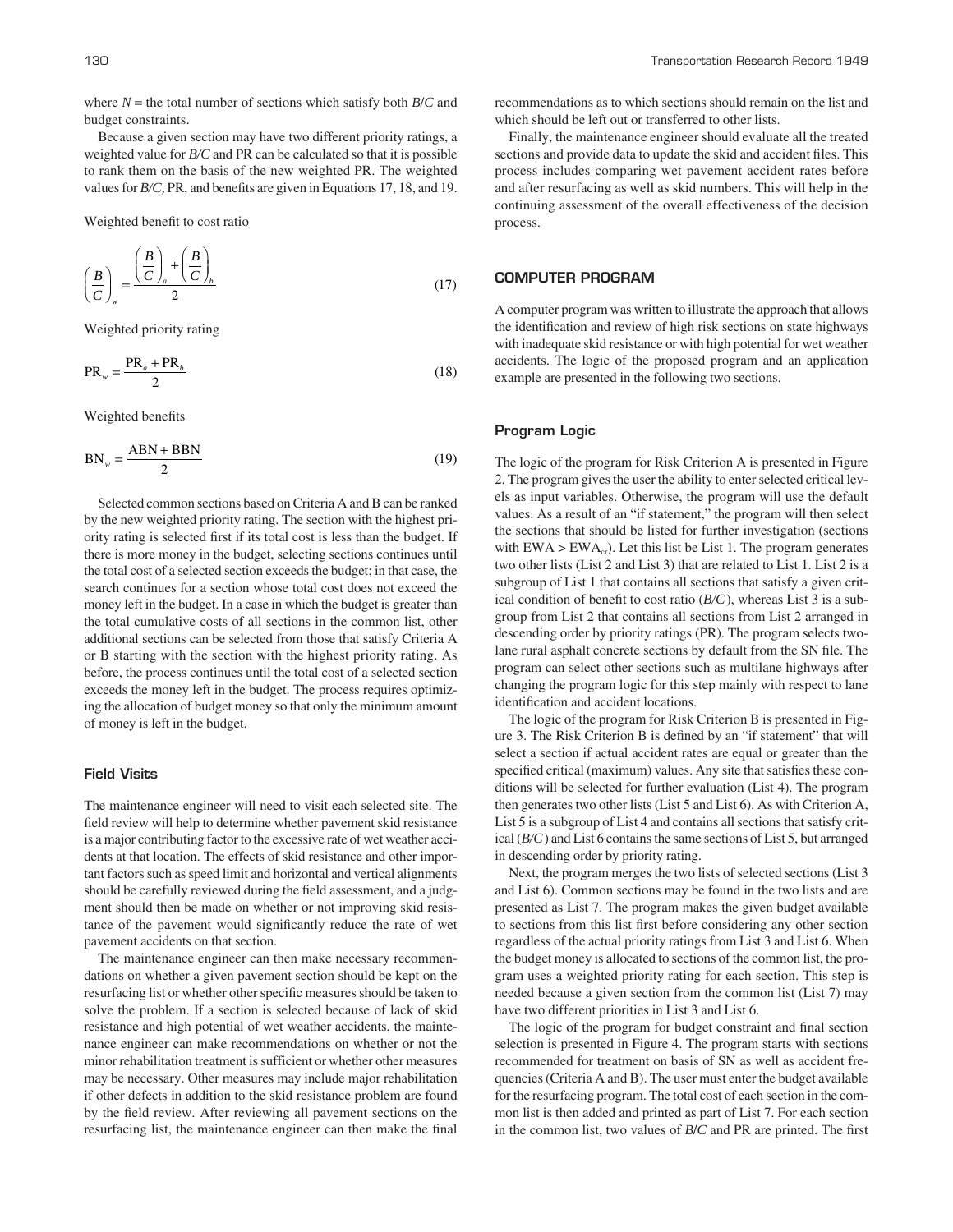where $N$ = the total number of sections which satisfy both $B/C$ and budget constraints.

Because a given section may have two different priority ratings, a weighted value for $B/C$ and PR can be calculated so that it is possible to rank them on the basis of the new weighted PR. The weighted values for $B/C$, PR, and benefits are given in Equations 17, 18, and 19.

Weighted benefit to cost ratio

$$\left(\frac{B}{C}\right)_w = \frac{\left(\frac{B}{C}\right)_a + \left(\frac{B}{C}\right)_b}{2} \tag{17}$$

Weighted priority rating

$$\text{PR}_w = \frac{\text{PR}_a + \text{PR}_b}{2} \tag{18}$$

Weighted benefits

$$\text{BN}_w = \frac{\text{ABN} + \text{BBN}}{2} \tag{19}$$

Selected common sections based on Criteria A and B can be ranked by the new weighted priority rating. The section with the highest priority rating is selected first if its total cost is less than the budget. If there is more money in the budget, selecting sections continues until the total cost of a selected section exceeds the budget; in that case, the search continues for a section whose total cost does not exceed the money left in the budget. In a case in which the budget is greater than the total cumulative costs of all sections in the common list, other additional sections can be selected from those that satisfy Criteria A or B starting with the section with the highest priority rating. As before, the process continues until the total cost of a selected section exceeds the money left in the budget. The process requires optimizing the allocation of budget money so that only the minimum amount of money is left in the budget.

### Field Visits

The maintenance engineer will need to visit each selected site. The field review will help to determine whether pavement skid resistance is a major contributing factor to the excessive rate of wet weather accidents at that location. The effects of skid resistance and other important factors such as speed limit and horizontal and vertical alignments should be carefully reviewed during the field assessment, and a judgment should then be made on whether or not improving skid resistance of the pavement would significantly reduce the rate of wet pavement accidents on that section.

The maintenance engineer can then make necessary recommendations on whether a given pavement section should be kept on the resurfacing list or whether other specific measures should be taken to solve the problem. If a section is selected because of lack of skid resistance and high potential of wet weather accidents, the maintenance engineer can make recommendations on whether or not the minor rehabilitation treatment is sufficient or whether other measures may be necessary. Other measures may include major rehabilitation if other defects in addition to the skid resistance problem are found by the field review. After reviewing all pavement sections on the resurfacing list, the maintenance engineer can then make the final recommendations as to which sections should remain on the list and which should be left out or transferred to other lists.

Finally, the maintenance engineer should evaluate all the treated sections and provide data to update the skid and accident files. This process includes comparing wet pavement accident rates before and after resurfacing as well as skid numbers. This will help in the continuing assessment of the overall effectiveness of the decision process.

## COMPUTER PROGRAM

A computer program was written to illustrate the approach that allows the identification and review of high risk sections on state highways with inadequate skid resistance or with high potential for wet weather accidents. The logic of the proposed program and an application example are presented in the following two sections.

### Program Logic

The logic of the program for Risk Criterion A is presented in Figure 2. The program gives the user the ability to enter selected critical levels as input variables. Otherwise, the program will use the default values. As a result of an "if statement," the program will then select the sections that should be listed for further investigation (sections with $\text{EWA} > \text{EWA}_{cr}$). Let this list be List 1. The program generates two other lists (List 2 and List 3) that are related to List 1. List 2 is a subgroup of List 1 that contains all sections that satisfy a given critical condition of benefit to cost ratio ($B/C$), whereas List 3 is a subgroup from List 2 that contains all sections from List 2 arranged in descending order by priority ratings (PR). The program selects two-lane rural asphalt concrete sections by default from the SN file. The program can select other sections such as multilane highways after changing the program logic for this step mainly with respect to lane identification and accident locations.

The logic of the program for Risk Criterion B is presented in Figure 3. The Risk Criterion B is defined by an "if statement" that will select a section if actual accident rates are equal or greater than the specified critical (maximum) values. Any site that satisfies these conditions will be selected for further evaluation (List 4). The program then generates two other lists (List 5 and List 6). As with Criterion A, List 5 is a subgroup of List 4 and contains all sections that satisfy critical ($B/C$) and List 6 contains the same sections of List 5, but arranged in descending order by priority rating.

Next, the program merges the two lists of selected sections (List 3 and List 6). Common sections may be found in the two lists and are presented as List 7. The program makes the given budget available to sections from this list first before considering any other section regardless of the actual priority ratings from List 3 and List 6. When the budget money is allocated to sections of the common list, the program uses a weighted priority rating for each section. This step is needed because a given section from the common list (List 7) may have two different priorities in List 3 and List 6.

The logic of the program for budget constraint and final section selection is presented in Figure 4. The program starts with sections recommended for treatment on basis of SN as well as accident frequencies (Criteria A and B). The user must enter the budget available for the resurfacing program. The total cost of each section in the common list is then added and printed as part of List 7. For each section in the common list, two values of $B/C$ and PR are printed. The first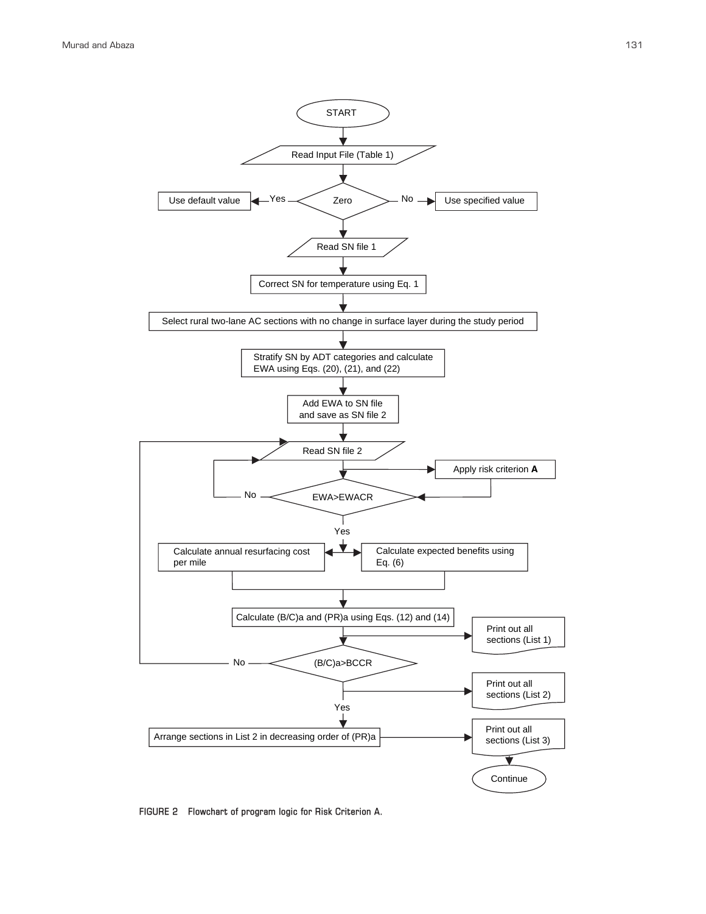START

Read Input File (Table 1)

Zero — Yes → Use default value; No → Use specified value

Read SN file 1

Correct SN for temperature using Eq. 1

Select rural two-lane AC sections with no change in surface layer during the study period

Stratify SN by ADT categories and calculate EWA using Eqs. (20), (21), and (22)

Add EWA to SN file and save as SN file 2

Read SN file 2

Apply risk criterion **A**

EWA>EWACR — No → Read SN file 2; Yes ↓

Calculate annual resurfacing cost per mile

Calculate expected benefits using Eq. (6)

Calculate (B/C)a and (PR)a using Eqs. (12) and (14)

Print out all sections (List 1)

(B/C)a>BCCR — No → Read SN file 2; Yes ↓

Print out all sections (List 2)

Arrange sections in List 2 in decreasing order of (PR)a

Print out all sections (List 3)

Continue

**FIGURE 2** Flowchart of program logic for Risk Criterion A.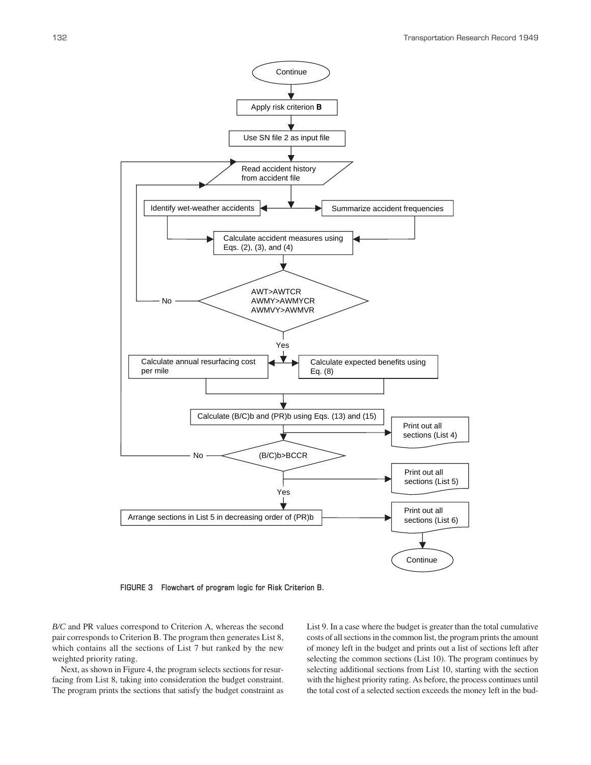FIGURE 3 Flowchart of program logic for Risk Criterion B.

*B/C* and PR values correspond to Criterion A, whereas the second pair corresponds to Criterion B. The program then generates List 8, which contains all the sections of List 7 but ranked by the new weighted priority rating.

Next, as shown in Figure 4, the program selects sections for resurfacing from List 8, taking into consideration the budget constraint. The program prints the sections that satisfy the budget constraint as List 9. In a case where the budget is greater than the total cumulative costs of all sections in the common list, the program prints the amount of money left in the budget and prints out a list of sections left after selecting the common sections (List 10). The program continues by selecting additional sections from List 10, starting with the section with the highest priority rating. As before, the process continues until the total cost of a selected section exceeds the money left in the bud-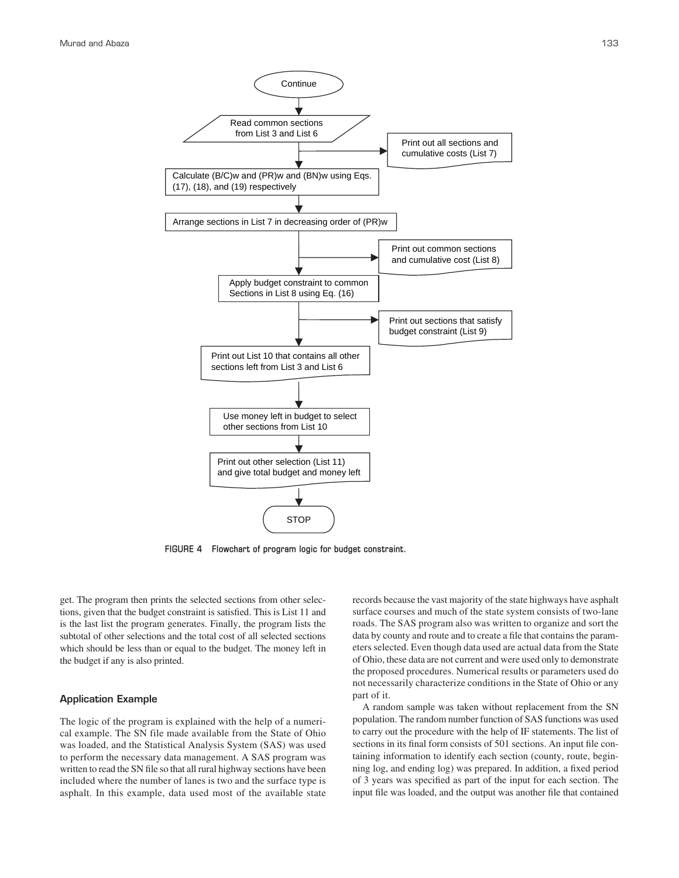Continue

Read common sections from List 3 and List 6

Print out all sections and cumulative costs (List 7)

Calculate (B/C)w and (PR)w and (BN)w using Eqs. (17), (18), and (19) respectively

Arrange sections in List 7 in decreasing order of (PR)w

Print out common sections and cumulative cost (List 8)

Apply budget constraint to common Sections in List 8 using Eq. (16)

Print out sections that satisfy budget constraint (List 9)

Print out List 10 that contains all other sections left from List 3 and List 6

Use money left in budget to select other sections from List 10

Print out other selection (List 11) and give total budget and money left

STOP

**FIGURE 4 Flowchart of program logic for budget constraint.**

get. The program then prints the selected sections from other selections, given that the budget constraint is satisfied. This is List 11 and is the last list the program generates. Finally, the program lists the subtotal of other selections and the total cost of all selected sections which should be less than or equal to the budget. The money left in the budget if any is also printed.

## Application Example

The logic of the program is explained with the help of a numerical example. The SN file made available from the State of Ohio was loaded, and the Statistical Analysis System (SAS) was used to perform the necessary data management. A SAS program was written to read the SN file so that all rural highway sections have been included where the number of lanes is two and the surface type is asphalt. In this example, data used most of the available state records because the vast majority of the state highways have asphalt surface courses and much of the state system consists of two-lane roads. The SAS program also was written to organize and sort the data by county and route and to create a file that contains the parameters selected. Even though data used are actual data from the State of Ohio, these data are not current and were used only to demonstrate the proposed procedures. Numerical results or parameters used do not necessarily characterize conditions in the State of Ohio or any part of it.

A random sample was taken without replacement from the SN population. The random number function of SAS functions was used to carry out the procedure with the help of IF statements. The list of sections in its final form consists of 501 sections. An input file containing information to identify each section (county, route, beginning log, and ending log) was prepared. In addition, a fixed period of 3 years was specified as part of the input for each section. The input file was loaded, and the output was another file that contained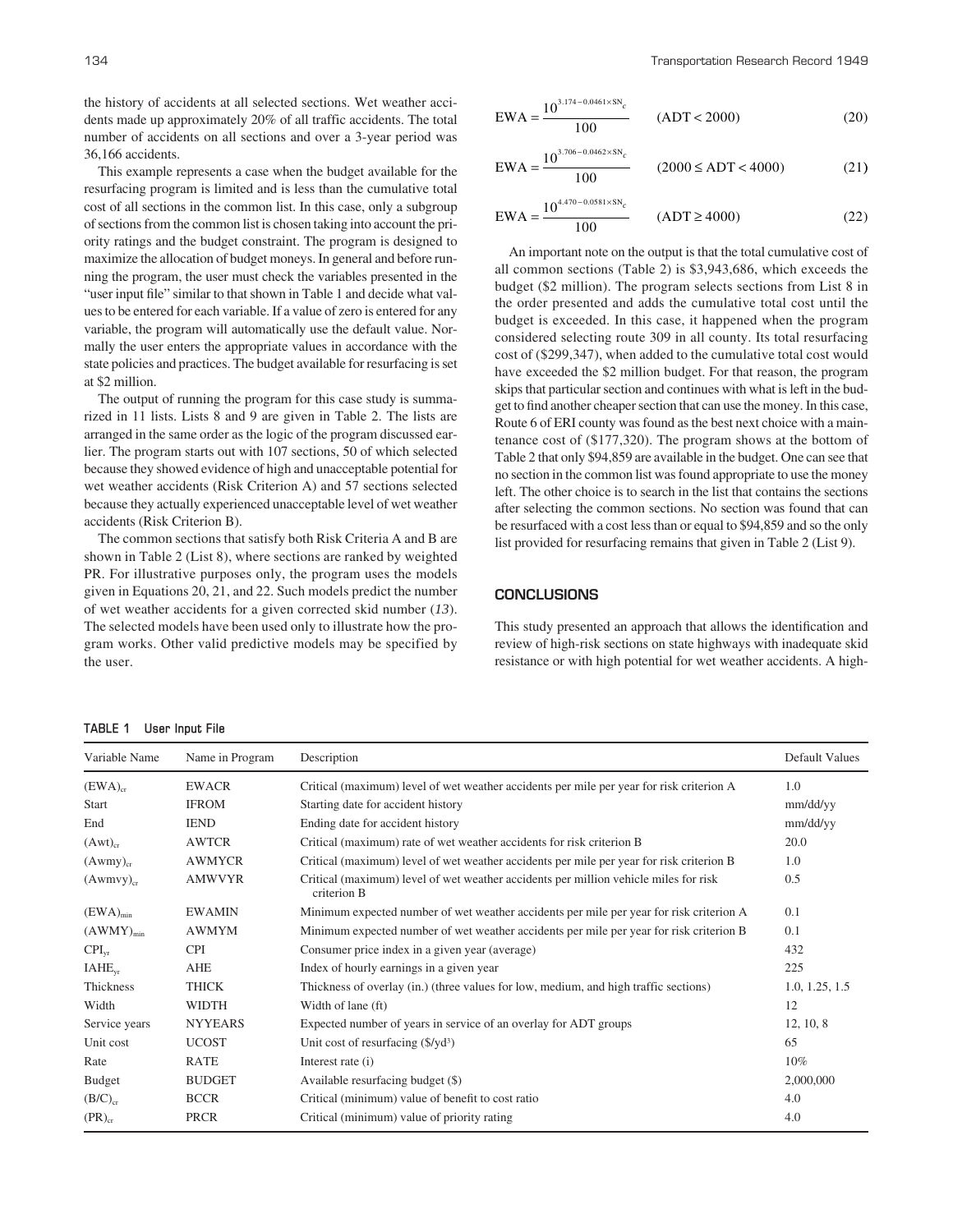the history of accidents at all selected sections. Wet weather accidents made up approximately 20% of all traffic accidents. The total number of accidents on all sections and over a 3-year period was 36,166 accidents.

This example represents a case when the budget available for the resurfacing program is limited and is less than the cumulative total cost of all sections in the common list. In this case, only a subgroup of sections from the common list is chosen taking into account the priority ratings and the budget constraint. The program is designed to maximize the allocation of budget moneys. In general and before running the program, the user must check the variables presented in the "user input file" similar to that shown in Table 1 and decide what values to be entered for each variable. If a value of zero is entered for any variable, the program will automatically use the default value. Normally the user enters the appropriate values in accordance with the state policies and practices. The budget available for resurfacing is set at $2 million.

The output of running the program for this case study is summarized in 11 lists. Lists 8 and 9 are given in Table 2. The lists are arranged in the same order as the logic of the program discussed earlier. The program starts out with 107 sections, 50 of which selected because they showed evidence of high and unacceptable potential for wet weather accidents (Risk Criterion A) and 57 sections selected because they actually experienced unacceptable level of wet weather accidents (Risk Criterion B).

The common sections that satisfy both Risk Criteria A and B are shown in Table 2 (List 8), where sections are ranked by weighted PR. For illustrative purposes only, the program uses the models given in Equations 20, 21, and 22. Such models predict the number of wet weather accidents for a given corrected skid number (*13*). The selected models have been used only to illustrate how the program works. Other valid predictive models may be specified by the user.

$$\text{EWA} = \frac{10^{3.174 - 0.0461 \times \text{SN}_c}}{100} \qquad (\text{ADT} < 2000) \tag{20}$$

$$\text{EWA} = \frac{10^{3.706 - 0.0462 \times \text{SN}_c}}{100} \qquad (2000 \leq \text{ADT} < 4000) \tag{21}$$

$$\text{EWA} = \frac{10^{4.470 - 0.0581 \times \text{SN}_c}}{100} \qquad (\text{ADT} \geq 4000) \tag{22}$$

An important note on the output is that the total cumulative cost of all common sections (Table 2) is $3,943,686, which exceeds the budget ($2 million). The program selects sections from List 8 in the order presented and adds the cumulative total cost until the budget is exceeded. In this case, it happened when the program considered selecting route 309 in all county. Its total resurfacing cost of ($299,347), when added to the cumulative total cost would have exceeded the $2 million budget. For that reason, the program skips that particular section and continues with what is left in the budget to find another cheaper section that can use the money. In this case, Route 6 of ERI county was found as the best next choice with a maintenance cost of ($177,320). The program shows at the bottom of Table 2 that only $94,859 are available in the budget. One can see that no section in the common list was found appropriate to use the money left. The other choice is to search in the list that contains the sections after selecting the common sections. No section was found that can be resurfaced with a cost less than or equal to $94,859 and so the only list provided for resurfacing remains that given in Table 2 (List 9).

## CONCLUSIONS

This study presented an approach that allows the identification and review of high-risk sections on state highways with inadequate skid resistance or with high potential for wet weather accidents. A high-

**TABLE 1 User Input File**

| Variable Name | Name in Program | Description | Default Values |
|---|---|---|---|
| $(\text{EWA})_{cr}$ | EWACR | Critical (maximum) level of wet weather accidents per mile per year for risk criterion A | 1.0 |
| Start | IFROM | Starting date for accident history | mm/dd/yy |
| End | IEND | Ending date for accident history | mm/dd/yy |
| $(\text{Awt})_{cr}$ | AWTCR | Critical (maximum) rate of wet weather accidents for risk criterion B | 20.0 |
| $(\text{Awmy})_{cr}$ | AWMYCR | Critical (maximum) level of wet weather accidents per mile per year for risk criterion B | 1.0 |
| $(\text{Awmvy})_{cr}$ | AMWVYR | Critical (maximum) level of wet weather accidents per million vehicle miles for risk criterion B | 0.5 |
| $(\text{EWA})_{min}$ | EWAMIN | Minimum expected number of wet weather accidents per mile per year for risk criterion A | 0.1 |
| $(\text{AWMY})_{min}$ | AWMYM | Minimum expected number of wet weather accidents per mile per year for risk criterion B | 0.1 |
| $\text{CPI}_{yr}$ | CPI | Consumer price index in a given year (average) | 432 |
| $\text{IAHE}_{yr}$ | AHE | Index of hourly earnings in a given year | 225 |
| Thickness | THICK | Thickness of overlay (in.) (three values for low, medium, and high traffic sections) | 1.0, 1.25, 1.5 |
| Width | WIDTH | Width of lane (ft) | 12 |
| Service years | NYYEARS | Expected number of years in service of an overlay for ADT groups | 12, 10, 8 |
| Unit cost | UCOST | Unit cost of resurfacing ($/yd³) | 65 |
| Rate | RATE | Interest rate (i) | 10% |
| Budget | BUDGET | Available resurfacing budget ($) | 2,000,000 |
| $(\text{B/C})_{cr}$ | BCCR | Critical (minimum) value of benefit to cost ratio | 4.0 |
| $(\text{PR})_{cr}$ | PRCR | Critical (minimum) value of priority rating | 4.0 |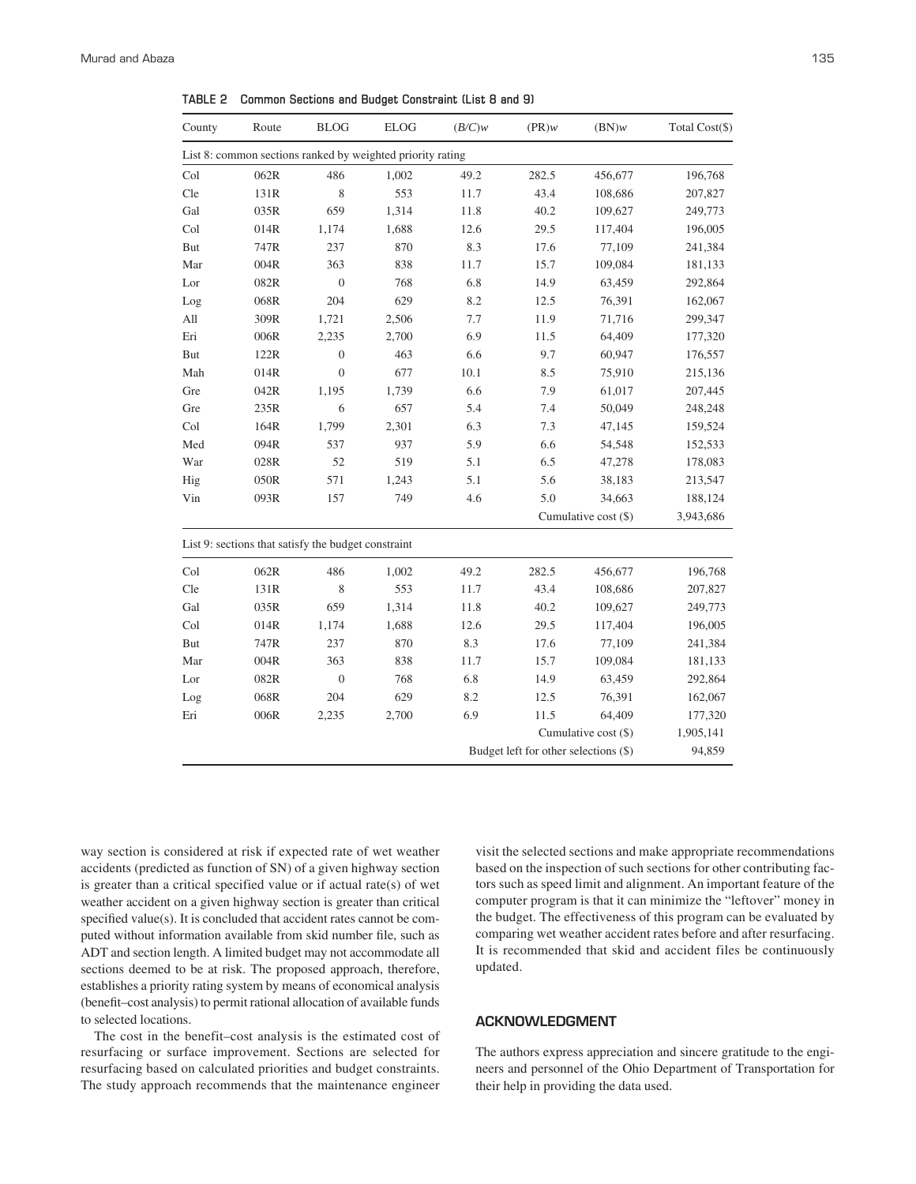**TABLE 2 Common Sections and Budget Constraint (List 8 and 9)**

| County | Route | BLOG | ELOG | $(B/C)w$ | $(PR)w$ | $(BN)w$ | Total Cost($) |
|---|---|---|---|---|---|---|---|
| List 8: common sections ranked by weighted priority rating | | | | | | | |
| Col | 062R | 486 | 1,002 | 49.2 | 282.5 | 456,677 | 196,768 |
| Cle | 131R | 8 | 553 | 11.7 | 43.4 | 108,686 | 207,827 |
| Gal | 035R | 659 | 1,314 | 11.8 | 40.2 | 109,627 | 249,773 |
| Col | 014R | 1,174 | 1,688 | 12.6 | 29.5 | 117,404 | 196,005 |
| But | 747R | 237 | 870 | 8.3 | 17.6 | 77,109 | 241,384 |
| Mar | 004R | 363 | 838 | 11.7 | 15.7 | 109,084 | 181,133 |
| Lor | 082R | 0 | 768 | 6.8 | 14.9 | 63,459 | 292,864 |
| Log | 068R | 204 | 629 | 8.2 | 12.5 | 76,391 | 162,067 |
| All | 309R | 1,721 | 2,506 | 7.7 | 11.9 | 71,716 | 299,347 |
| Eri | 006R | 2,235 | 2,700 | 6.9 | 11.5 | 64,409 | 177,320 |
| But | 122R | 0 | 463 | 6.6 | 9.7 | 60,947 | 176,557 |
| Mah | 014R | 0 | 677 | 10.1 | 8.5 | 75,910 | 215,136 |
| Gre | 042R | 1,195 | 1,739 | 6.6 | 7.9 | 61,017 | 207,445 |
| Gre | 235R | 6 | 657 | 5.4 | 7.4 | 50,049 | 248,248 |
| Col | 164R | 1,799 | 2,301 | 6.3 | 7.3 | 47,145 | 159,524 |
| Med | 094R | 537 | 937 | 5.9 | 6.6 | 54,548 | 152,533 |
| War | 028R | 52 | 519 | 5.1 | 6.5 | 47,278 | 178,083 |
| Hig | 050R | 571 | 1,243 | 5.1 | 5.6 | 38,183 | 213,547 |
| Vin | 093R | 157 | 749 | 4.6 | 5.0 | 34,663 | 188,124 |
| | | | | | | Cumulative cost ($) | 3,943,686 |
| List 9: sections that satisfy the budget constraint | | | | | | | |
| Col | 062R | 486 | 1,002 | 49.2 | 282.5 | 456,677 | 196,768 |
| Cle | 131R | 8 | 553 | 11.7 | 43.4 | 108,686 | 207,827 |
| Gal | 035R | 659 | 1,314 | 11.8 | 40.2 | 109,627 | 249,773 |
| Col | 014R | 1,174 | 1,688 | 12.6 | 29.5 | 117,404 | 196,005 |
| But | 747R | 237 | 870 | 8.3 | 17.6 | 77,109 | 241,384 |
| Mar | 004R | 363 | 838 | 11.7 | 15.7 | 109,084 | 181,133 |
| Lor | 082R | 0 | 768 | 6.8 | 14.9 | 63,459 | 292,864 |
| Log | 068R | 204 | 629 | 8.2 | 12.5 | 76,391 | 162,067 |
| Eri | 006R | 2,235 | 2,700 | 6.9 | 11.5 | 64,409 | 177,320 |
| | | | | | | Cumulative cost ($) | 1,905,141 |
| | | | | | | Budget left for other selections ($) | 94,859 |

way section is considered at risk if expected rate of wet weather accidents (predicted as function of SN) of a given highway section is greater than a critical specified value or if actual rate(s) of wet weather accident on a given highway section is greater than critical specified value(s). It is concluded that accident rates cannot be computed without information available from skid number file, such as ADT and section length. A limited budget may not accommodate all sections deemed to be at risk. The proposed approach, therefore, establishes a priority rating system by means of economical analysis (benefit–cost analysis) to permit rational allocation of available funds to selected locations.

The cost in the benefit–cost analysis is the estimated cost of resurfacing or surface improvement. Sections are selected for resurfacing based on calculated priorities and budget constraints. The study approach recommends that the maintenance engineer visit the selected sections and make appropriate recommendations based on the inspection of such sections for other contributing factors such as speed limit and alignment. An important feature of the computer program is that it can minimize the "leftover" money in the budget. The effectiveness of this program can be evaluated by comparing wet weather accident rates before and after resurfacing. It is recommended that skid and accident files be continuously updated.

## ACKNOWLEDGMENT

The authors express appreciation and sincere gratitude to the engineers and personnel of the Ohio Department of Transportation for their help in providing the data used.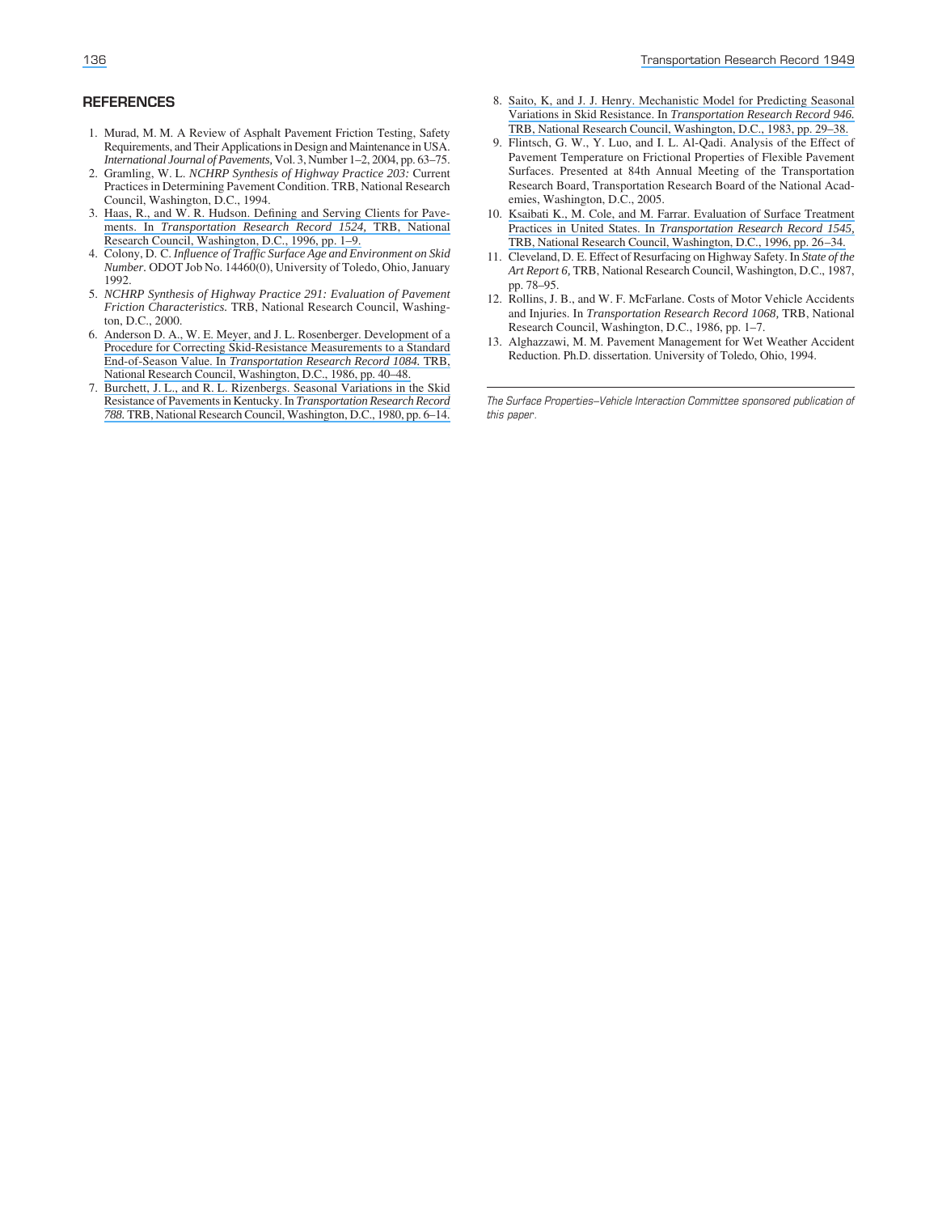## REFERENCES

1. Murad, M. M. A Review of Asphalt Pavement Friction Testing, Safety Requirements, and Their Applications in Design and Maintenance in USA. *International Journal of Pavements,* Vol. 3, Number 1–2, 2004, pp. 63–75.
2. Gramling, W. L. *NCHRP Synthesis of Highway Practice 203:* Current Practices in Determining Pavement Condition. TRB, National Research Council, Washington, D.C., 1994.
3. Haas, R., and W. R. Hudson. Defining and Serving Clients for Pavements. In *Transportation Research Record 1524,* TRB, National Research Council, Washington, D.C., 1996, pp. 1–9.
4. Colony, D. C. *Influence of Traffic Surface Age and Environment on Skid Number.* ODOT Job No. 14460(0), University of Toledo, Ohio, January 1992.
5. *NCHRP Synthesis of Highway Practice 291: Evaluation of Pavement Friction Characteristics.* TRB, National Research Council, Washington, D.C., 2000.
6. Anderson D. A., W. E. Meyer, and J. L. Rosenberger. Development of a Procedure for Correcting Skid-Resistance Measurements to a Standard End-of-Season Value. In *Transportation Research Record 1084.* TRB, National Research Council, Washington, D.C., 1986, pp. 40–48.
7. Burchett, J. L., and R. L. Rizenbergs. Seasonal Variations in the Skid Resistance of Pavements in Kentucky. In *Transportation Research Record 788.* TRB, National Research Council, Washington, D.C., 1980, pp. 6–14.
8. Saito, K, and J. J. Henry. Mechanistic Model for Predicting Seasonal Variations in Skid Resistance. In *Transportation Research Record 946.* TRB, National Research Council, Washington, D.C., 1983, pp. 29–38.
9. Flintsch, G. W., Y. Luo, and I. L. Al-Qadi. Analysis of the Effect of Pavement Temperature on Frictional Properties of Flexible Pavement Surfaces. Presented at 84th Annual Meeting of the Transportation Research Board, Transportation Research Board of the National Academies, Washington, D.C., 2005.
10. Ksaibati K., M. Cole, and M. Farrar. Evaluation of Surface Treatment Practices in United States. In *Transportation Research Record 1545,* TRB, National Research Council, Washington, D.C., 1996, pp. 26–34.
11. Cleveland, D. E. Effect of Resurfacing on Highway Safety. In *State of the Art Report 6,* TRB, National Research Council, Washington, D.C., 1987, pp. 78–95.
12. Rollins, J. B., and W. F. McFarlane. Costs of Motor Vehicle Accidents and Injuries. In *Transportation Research Record 1068,* TRB, National Research Council, Washington, D.C., 1986, pp. 1–7.
13. Alghazzawi, M. M. Pavement Management for Wet Weather Accident Reduction. Ph.D. dissertation. University of Toledo, Ohio, 1994.

---

*The Surface Properties–Vehicle Interaction Committee sponsored publication of this paper.*